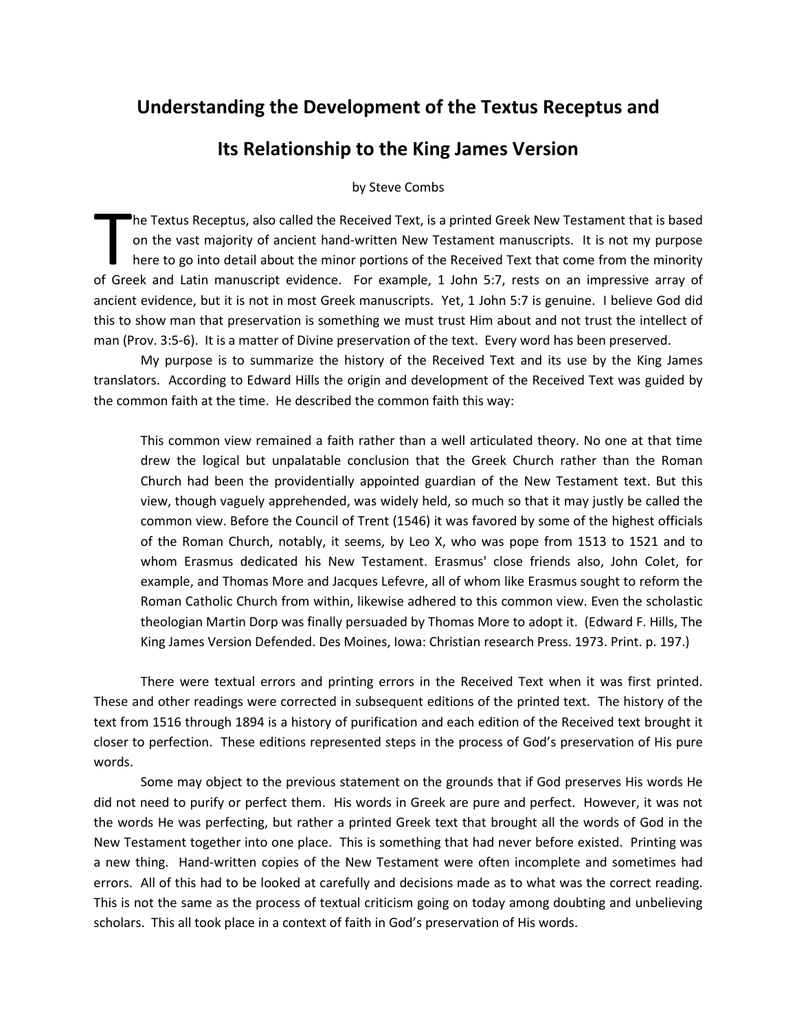# Understanding the Development of the Textus Receptus and Its Relationship to the King James Version

by Steve Combs

The Textus Receptus, also called the Received Text, is a printed Greek New Testament that is based on the vast majority of ancient hand-written New Testament manuscripts. It is not my purpose here to go into detail about the minor portions of the Received Text that come from the minority of Greek and Latin manuscript evidence. For example, 1 John 5:7, rests on an impressive array of ancient evidence, but it is not in most Greek manuscripts. Yet, 1 John 5:7 is genuine. I believe God did this to show man that preservation is something we must trust Him about and not trust the intellect of man (Prov. 3:5-6). It is a matter of Divine preservation of the text. Every word has been preserved.

My purpose is to summarize the history of the Received Text and its use by the King James translators. According to Edward Hills the origin and development of the Received Text was guided by the common faith at the time. He described the common faith this way:

> This common view remained a faith rather than a well articulated theory. No one at that time drew the logical but unpalatable conclusion that the Greek Church rather than the Roman Church had been the providentially appointed guardian of the New Testament text. But this view, though vaguely apprehended, was widely held, so much so that it may justly be called the common view. Before the Council of Trent (1546) it was favored by some of the highest officials of the Roman Church, notably, it seems, by Leo X, who was pope from 1513 to 1521 and to whom Erasmus dedicated his New Testament. Erasmus' close friends also, John Colet, for example, and Thomas More and Jacques Lefevre, all of whom like Erasmus sought to reform the Roman Catholic Church from within, likewise adhered to this common view. Even the scholastic theologian Martin Dorp was finally persuaded by Thomas More to adopt it. (Edward F. Hills, The King James Version Defended. Des Moines, Iowa: Christian research Press. 1973. Print. p. 197.)

There were textual errors and printing errors in the Received Text when it was first printed. These and other readings were corrected in subsequent editions of the printed text. The history of the text from 1516 through 1894 is a history of purification and each edition of the Received text brought it closer to perfection. These editions represented steps in the process of God's preservation of His pure words.

Some may object to the previous statement on the grounds that if God preserves His words He did not need to purify or perfect them. His words in Greek are pure and perfect. However, it was not the words He was perfecting, but rather a printed Greek text that brought all the words of God in the New Testament together into one place. This is something that had never before existed. Printing was a new thing. Hand-written copies of the New Testament were often incomplete and sometimes had errors. All of this had to be looked at carefully and decisions made as to what was the correct reading. This is not the same as the process of textual criticism going on today among doubting and unbelieving scholars. This all took place in a context of faith in God's preservation of His words.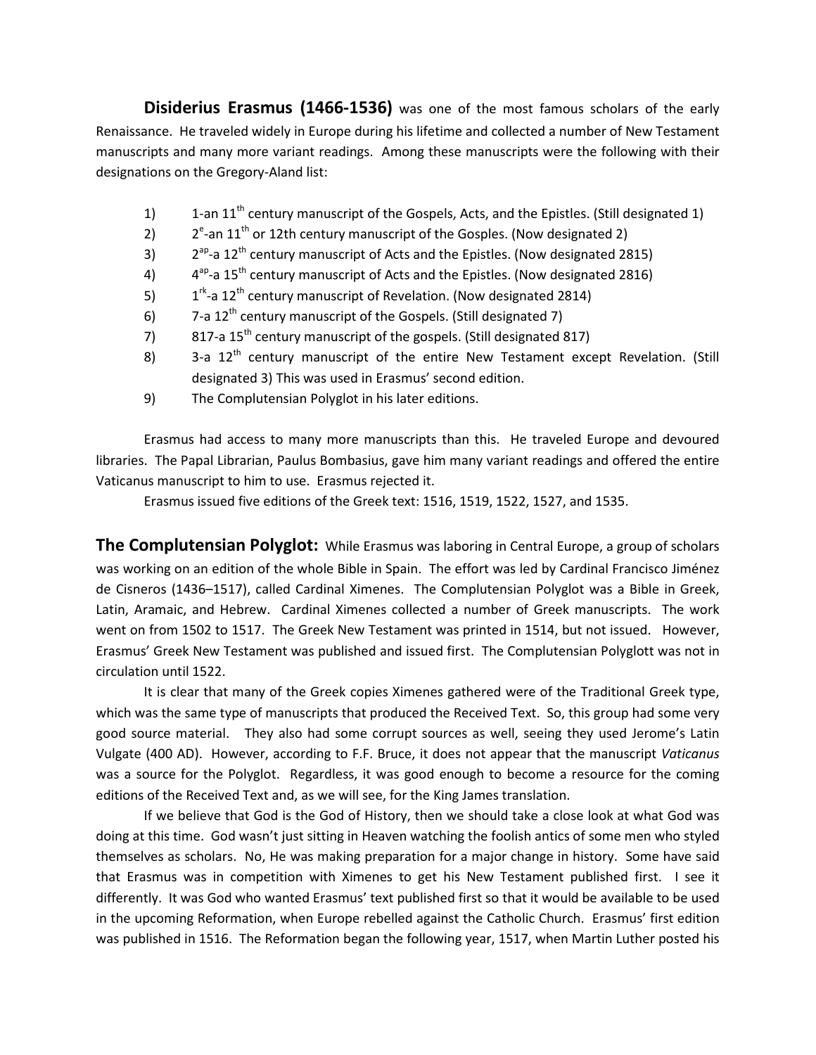**Disiderius Erasmus (1466-1536)** was one of the most famous scholars of the early Renaissance. He traveled widely in Europe during his lifetime and collected a number of New Testament manuscripts and many more variant readings. Among these manuscripts were the following with their designations on the Gregory-Aland list:

1) 1-an 11th century manuscript of the Gospels, Acts, and the Epistles. (Still designated 1)
2) 2e-an 11th or 12th century manuscript of the Gosples. (Now designated 2)
3) 2ap-a 12th century manuscript of Acts and the Epistles. (Now designated 2815)
4) 4ap-a 15th century manuscript of Acts and the Epistles. (Now designated 2816)
5) 1rk-a 12th century manuscript of Revelation. (Now designated 2814)
6) 7-a 12th century manuscript of the Gospels. (Still designated 7)
7) 817-a 15th century manuscript of the gospels. (Still designated 817)
8) 3-a 12th century manuscript of the entire New Testament except Revelation. (Still designated 3) This was used in Erasmus' second edition.
9) The Complutensian Polyglot in his later editions.

Erasmus had access to many more manuscripts than this. He traveled Europe and devoured libraries. The Papal Librarian, Paulus Bombasius, gave him many variant readings and offered the entire Vaticanus manuscript to him to use. Erasmus rejected it.

Erasmus issued five editions of the Greek text: 1516, 1519, 1522, 1527, and 1535.

**The Complutensian Polyglot:** While Erasmus was laboring in Central Europe, a group of scholars was working on an edition of the whole Bible in Spain. The effort was led by Cardinal Francisco Jiménez de Cisneros (1436–1517), called Cardinal Ximenes. The Complutensian Polyglot was a Bible in Greek, Latin, Aramaic, and Hebrew. Cardinal Ximenes collected a number of Greek manuscripts. The work went on from 1502 to 1517. The Greek New Testament was printed in 1514, but not issued. However, Erasmus' Greek New Testament was published and issued first. The Complutensian Polyglott was not in circulation until 1522.

It is clear that many of the Greek copies Ximenes gathered were of the Traditional Greek type, which was the same type of manuscripts that produced the Received Text. So, this group had some very good source material. They also had some corrupt sources as well, seeing they used Jerome's Latin Vulgate (400 AD). However, according to F.F. Bruce, it does not appear that the manuscript *Vaticanus* was a source for the Polyglot. Regardless, it was good enough to become a resource for the coming editions of the Received Text and, as we will see, for the King James translation.

If we believe that God is the God of History, then we should take a close look at what God was doing at this time. God wasn't just sitting in Heaven watching the foolish antics of some men who styled themselves as scholars. No, He was making preparation for a major change in history. Some have said that Erasmus was in competition with Ximenes to get his New Testament published first. I see it differently. It was God who wanted Erasmus' text published first so that it would be available to be used in the upcoming Reformation, when Europe rebelled against the Catholic Church. Erasmus' first edition was published in 1516. The Reformation began the following year, 1517, when Martin Luther posted his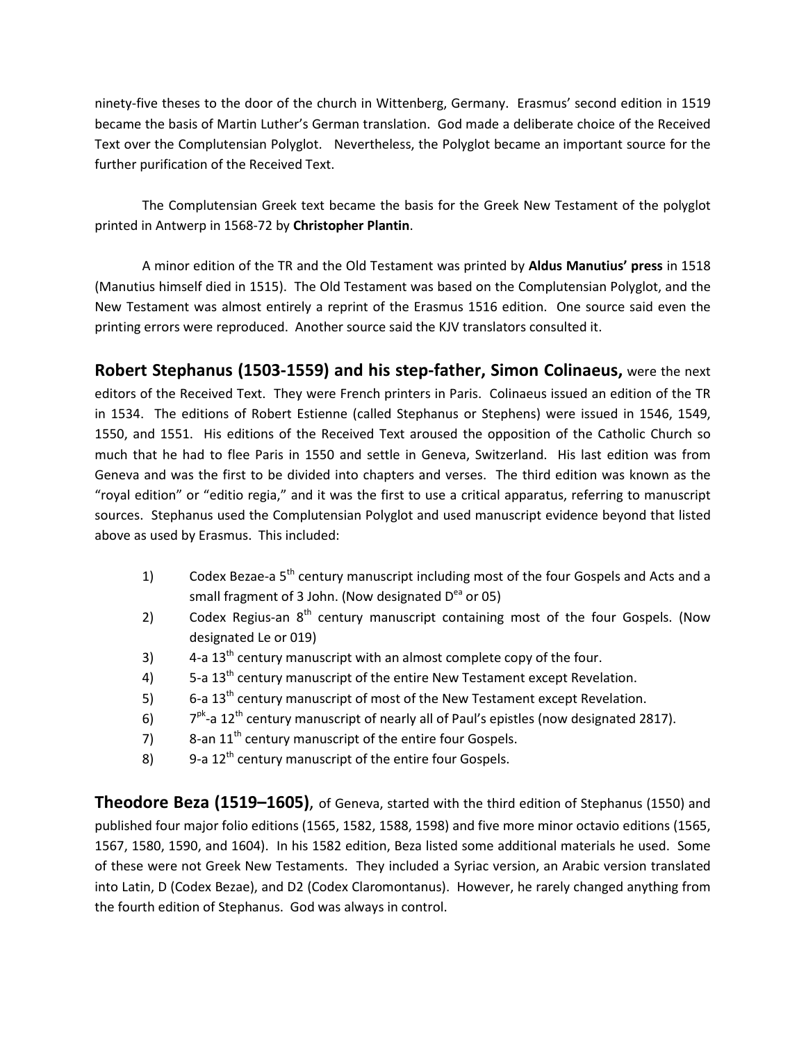ninety-five theses to the door of the church in Wittenberg, Germany. Erasmus' second edition in 1519 became the basis of Martin Luther's German translation. God made a deliberate choice of the Received Text over the Complutensian Polyglot. Nevertheless, the Polyglot became an important source for the further purification of the Received Text.

The Complutensian Greek text became the basis for the Greek New Testament of the polyglot printed in Antwerp in 1568-72 by **Christopher Plantin**.

A minor edition of the TR and the Old Testament was printed by **Aldus Manutius' press** in 1518 (Manutius himself died in 1515). The Old Testament was based on the Complutensian Polyglot, and the New Testament was almost entirely a reprint of the Erasmus 1516 edition. One source said even the printing errors were reproduced. Another source said the KJV translators consulted it.

**Robert Stephanus (1503-1559) and his step-father, Simon Colinaeus,** were the next editors of the Received Text. They were French printers in Paris. Colinaeus issued an edition of the TR in 1534. The editions of Robert Estienne (called Stephanus or Stephens) were issued in 1546, 1549, 1550, and 1551. His editions of the Received Text aroused the opposition of the Catholic Church so much that he had to flee Paris in 1550 and settle in Geneva, Switzerland. His last edition was from Geneva and was the first to be divided into chapters and verses. The third edition was known as the "royal edition" or "editio regia," and it was the first to use a critical apparatus, referring to manuscript sources. Stephanus used the Complutensian Polyglot and used manuscript evidence beyond that listed above as used by Erasmus. This included:

1) Codex Bezae-a 5th century manuscript including most of the four Gospels and Acts and a small fragment of 3 John. (Now designated $D^{ea}$ or 05)
2) Codex Regius-an 8th century manuscript containing most of the four Gospels. (Now designated Le or 019)
3) 4-a 13th century manuscript with an almost complete copy of the four.
4) 5-a 13th century manuscript of the entire New Testament except Revelation.
5) 6-a 13th century manuscript of most of the New Testament except Revelation.
6) $7^{pk}$-a 12th century manuscript of nearly all of Paul's epistles (now designated 2817).
7) 8-an 11th century manuscript of the entire four Gospels.
8) 9-a 12th century manuscript of the entire four Gospels.

**Theodore Beza (1519–1605)**, of Geneva, started with the third edition of Stephanus (1550) and published four major folio editions (1565, 1582, 1588, 1598) and five more minor octavio editions (1565, 1567, 1580, 1590, and 1604). In his 1582 edition, Beza listed some additional materials he used. Some of these were not Greek New Testaments. They included a Syriac version, an Arabic version translated into Latin, D (Codex Bezae), and D2 (Codex Claromontanus). However, he rarely changed anything from the fourth edition of Stephanus. God was always in control.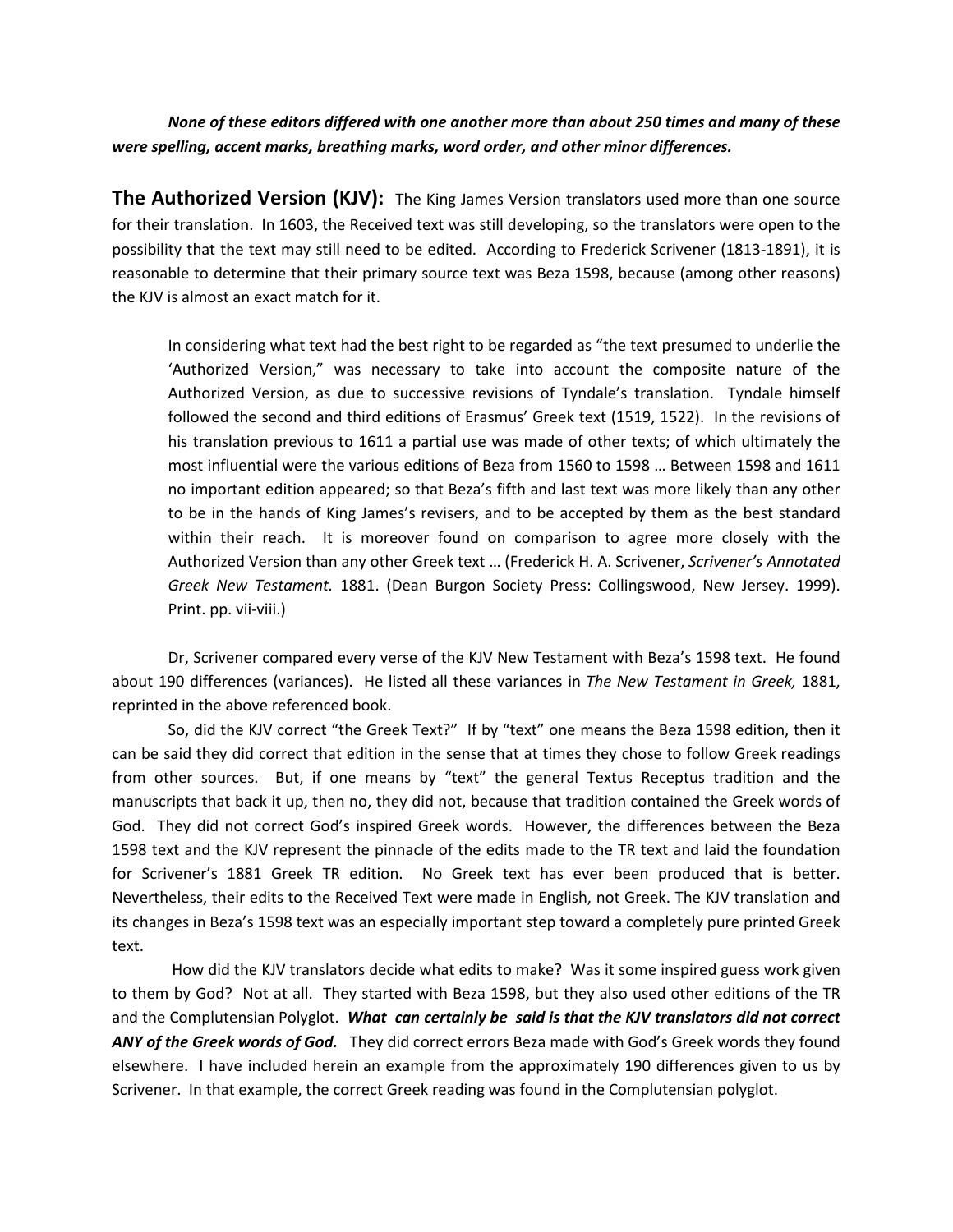***None of these editors differed with one another more than about 250 times and many of these were spelling, accent marks, breathing marks, word order, and other minor differences.***

**The Authorized Version (KJV):** The King James Version translators used more than one source for their translation. In 1603, the Received text was still developing, so the translators were open to the possibility that the text may still need to be edited. According to Frederick Scrivener (1813-1891), it is reasonable to determine that their primary source text was Beza 1598, because (among other reasons) the KJV is almost an exact match for it.

> In considering what text had the best right to be regarded as "the text presumed to underlie the 'Authorized Version," was necessary to take into account the composite nature of the Authorized Version, as due to successive revisions of Tyndale's translation. Tyndale himself followed the second and third editions of Erasmus' Greek text (1519, 1522). In the revisions of his translation previous to 1611 a partial use was made of other texts; of which ultimately the most influential were the various editions of Beza from 1560 to 1598 … Between 1598 and 1611 no important edition appeared; so that Beza's fifth and last text was more likely than any other to be in the hands of King James's revisers, and to be accepted by them as the best standard within their reach. It is moreover found on comparison to agree more closely with the Authorized Version than any other Greek text … (Frederick H. A. Scrivener, *Scrivener's Annotated Greek New Testament.* 1881. (Dean Burgon Society Press: Collingswood, New Jersey. 1999). Print. pp. vii-viii.)

Dr, Scrivener compared every verse of the KJV New Testament with Beza's 1598 text. He found about 190 differences (variances). He listed all these variances in *The New Testament in Greek,* 1881, reprinted in the above referenced book.

So, did the KJV correct "the Greek Text?" If by "text" one means the Beza 1598 edition, then it can be said they did correct that edition in the sense that at times they chose to follow Greek readings from other sources. But, if one means by "text" the general Textus Receptus tradition and the manuscripts that back it up, then no, they did not, because that tradition contained the Greek words of God. They did not correct God's inspired Greek words. However, the differences between the Beza 1598 text and the KJV represent the pinnacle of the edits made to the TR text and laid the foundation for Scrivener's 1881 Greek TR edition. No Greek text has ever been produced that is better. Nevertheless, their edits to the Received Text were made in English, not Greek. The KJV translation and its changes in Beza's 1598 text was an especially important step toward a completely pure printed Greek text.

How did the KJV translators decide what edits to make? Was it some inspired guess work given to them by God? Not at all. They started with Beza 1598, but they also used other editions of the TR and the Complutensian Polyglot. ***What can certainly be said is that the KJV translators did not correct ANY of the Greek words of God.*** They did correct errors Beza made with God's Greek words they found elsewhere. I have included herein an example from the approximately 190 differences given to us by Scrivener. In that example, the correct Greek reading was found in the Complutensian polyglot.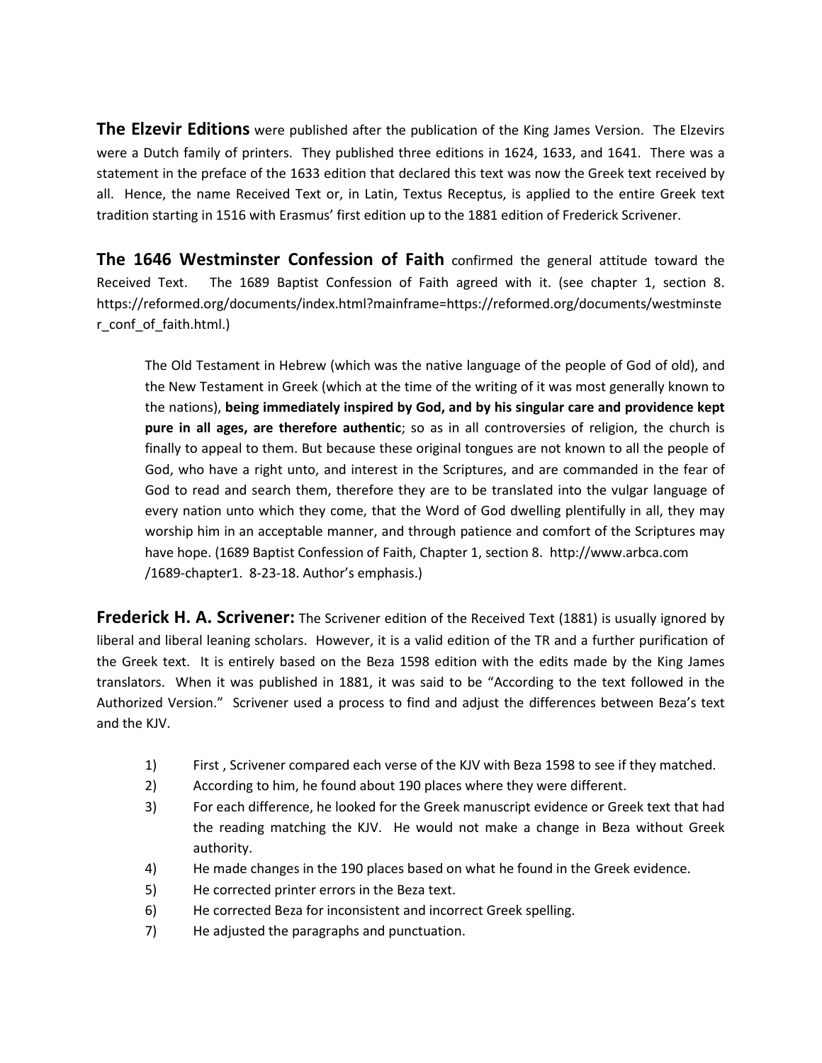**The Elzevir Editions** were published after the publication of the King James Version. The Elzevirs were a Dutch family of printers. They published three editions in 1624, 1633, and 1641. There was a statement in the preface of the 1633 edition that declared this text was now the Greek text received by all. Hence, the name Received Text or, in Latin, Textus Receptus, is applied to the entire Greek text tradition starting in 1516 with Erasmus' first edition up to the 1881 edition of Frederick Scrivener.

**The 1646 Westminster Confession of Faith** confirmed the general attitude toward the Received Text. The 1689 Baptist Confession of Faith agreed with it. (see chapter 1, section 8. https://reformed.org/documents/index.html?mainframe=https://reformed.org/documents/westminster_conf_of_faith.html.)

> The Old Testament in Hebrew (which was the native language of the people of God of old), and the New Testament in Greek (which at the time of the writing of it was most generally known to the nations), **being immediately inspired by God, and by his singular care and providence kept pure in all ages, are therefore authentic**; so as in all controversies of religion, the church is finally to appeal to them. But because these original tongues are not known to all the people of God, who have a right unto, and interest in the Scriptures, and are commanded in the fear of God to read and search them, therefore they are to be translated into the vulgar language of every nation unto which they come, that the Word of God dwelling plentifully in all, they may worship him in an acceptable manner, and through patience and comfort of the Scriptures may have hope. (1689 Baptist Confession of Faith, Chapter 1, section 8. http://www.arbca.com /1689-chapter1. 8-23-18. Author's emphasis.)

**Frederick H. A. Scrivener:** The Scrivener edition of the Received Text (1881) is usually ignored by liberal and liberal leaning scholars. However, it is a valid edition of the TR and a further purification of the Greek text. It is entirely based on the Beza 1598 edition with the edits made by the King James translators. When it was published in 1881, it was said to be "According to the text followed in the Authorized Version." Scrivener used a process to find and adjust the differences between Beza's text and the KJV.

1) First , Scrivener compared each verse of the KJV with Beza 1598 to see if they matched.
2) According to him, he found about 190 places where they were different.
3) For each difference, he looked for the Greek manuscript evidence or Greek text that had the reading matching the KJV. He would not make a change in Beza without Greek authority.
4) He made changes in the 190 places based on what he found in the Greek evidence.
5) He corrected printer errors in the Beza text.
6) He corrected Beza for inconsistent and incorrect Greek spelling.
7) He adjusted the paragraphs and punctuation.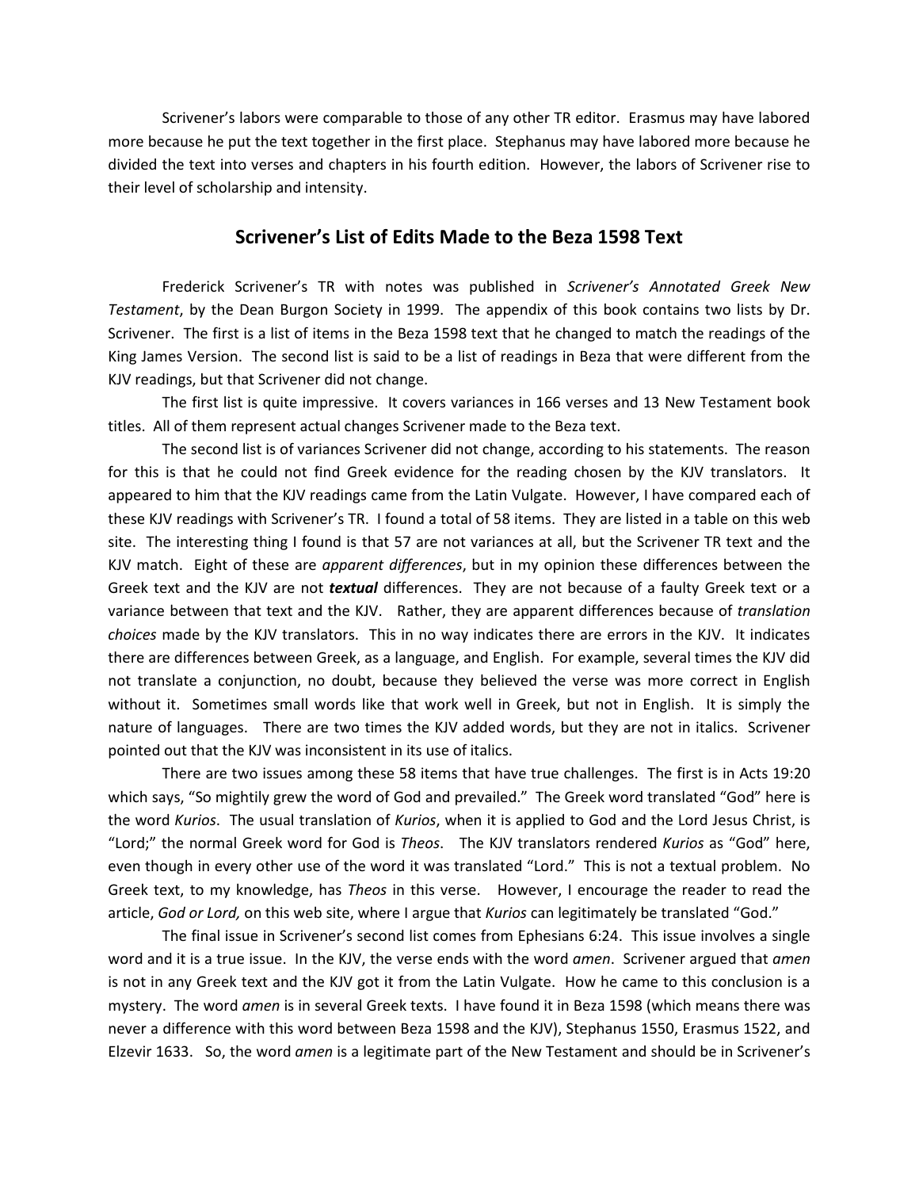Scrivener's labors were comparable to those of any other TR editor. Erasmus may have labored more because he put the text together in the first place. Stephanus may have labored more because he divided the text into verses and chapters in his fourth edition. However, the labors of Scrivener rise to their level of scholarship and intensity.

## Scrivener's List of Edits Made to the Beza 1598 Text

Frederick Scrivener's TR with notes was published in *Scrivener's Annotated Greek New Testament*, by the Dean Burgon Society in 1999. The appendix of this book contains two lists by Dr. Scrivener. The first is a list of items in the Beza 1598 text that he changed to match the readings of the King James Version. The second list is said to be a list of readings in Beza that were different from the KJV readings, but that Scrivener did not change.

The first list is quite impressive. It covers variances in 166 verses and 13 New Testament book titles. All of them represent actual changes Scrivener made to the Beza text.

The second list is of variances Scrivener did not change, according to his statements. The reason for this is that he could not find Greek evidence for the reading chosen by the KJV translators. It appeared to him that the KJV readings came from the Latin Vulgate. However, I have compared each of these KJV readings with Scrivener's TR. I found a total of 58 items. They are listed in a table on this web site. The interesting thing I found is that 57 are not variances at all, but the Scrivener TR text and the KJV match. Eight of these are *apparent differences*, but in my opinion these differences between the Greek text and the KJV are not ***textual*** differences. They are not because of a faulty Greek text or a variance between that text and the KJV. Rather, they are apparent differences because of *translation choices* made by the KJV translators. This in no way indicates there are errors in the KJV. It indicates there are differences between Greek, as a language, and English. For example, several times the KJV did not translate a conjunction, no doubt, because they believed the verse was more correct in English without it. Sometimes small words like that work well in Greek, but not in English. It is simply the nature of languages. There are two times the KJV added words, but they are not in italics. Scrivener pointed out that the KJV was inconsistent in its use of italics.

There are two issues among these 58 items that have true challenges. The first is in Acts 19:20 which says, "So mightily grew the word of God and prevailed." The Greek word translated "God" here is the word *Kurios*. The usual translation of *Kurios*, when it is applied to God and the Lord Jesus Christ, is "Lord;" the normal Greek word for God is *Theos*. The KJV translators rendered *Kurios* as "God" here, even though in every other use of the word it was translated "Lord." This is not a textual problem. No Greek text, to my knowledge, has *Theos* in this verse. However, I encourage the reader to read the article, *God or Lord,* on this web site, where I argue that *Kurios* can legitimately be translated "God."

The final issue in Scrivener's second list comes from Ephesians 6:24. This issue involves a single word and it is a true issue. In the KJV, the verse ends with the word *amen*. Scrivener argued that *amen* is not in any Greek text and the KJV got it from the Latin Vulgate. How he came to this conclusion is a mystery. The word *amen* is in several Greek texts. I have found it in Beza 1598 (which means there was never a difference with this word between Beza 1598 and the KJV), Stephanus 1550, Erasmus 1522, and Elzevir 1633. So, the word *amen* is a legitimate part of the New Testament and should be in Scrivener's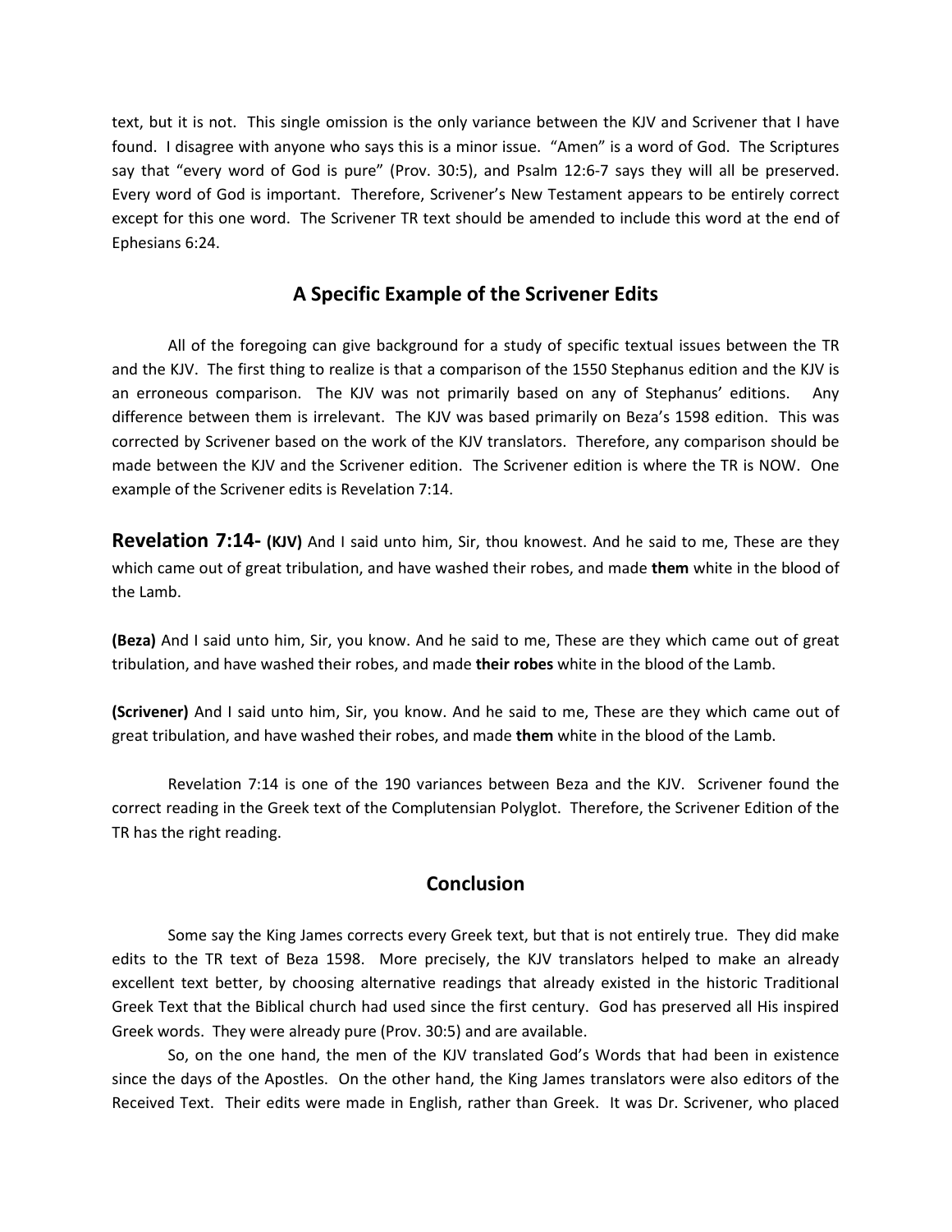text, but it is not. This single omission is the only variance between the KJV and Scrivener that I have found. I disagree with anyone who says this is a minor issue. "Amen" is a word of God. The Scriptures say that "every word of God is pure" (Prov. 30:5), and Psalm 12:6-7 says they will all be preserved. Every word of God is important. Therefore, Scrivener's New Testament appears to be entirely correct except for this one word. The Scrivener TR text should be amended to include this word at the end of Ephesians 6:24.

## A Specific Example of the Scrivener Edits

All of the foregoing can give background for a study of specific textual issues between the TR and the KJV. The first thing to realize is that a comparison of the 1550 Stephanus edition and the KJV is an erroneous comparison. The KJV was not primarily based on any of Stephanus' editions. Any difference between them is irrelevant. The KJV was based primarily on Beza's 1598 edition. This was corrected by Scrivener based on the work of the KJV translators. Therefore, any comparison should be made between the KJV and the Scrivener edition. The Scrivener edition is where the TR is NOW. One example of the Scrivener edits is Revelation 7:14.

**Revelation 7:14- (KJV)** And I said unto him, Sir, thou knowest. And he said to me, These are they which came out of great tribulation, and have washed their robes, and made **them** white in the blood of the Lamb.

**(Beza)** And I said unto him, Sir, you know. And he said to me, These are they which came out of great tribulation, and have washed their robes, and made **their robes** white in the blood of the Lamb.

**(Scrivener)** And I said unto him, Sir, you know. And he said to me, These are they which came out of great tribulation, and have washed their robes, and made **them** white in the blood of the Lamb.

Revelation 7:14 is one of the 190 variances between Beza and the KJV. Scrivener found the correct reading in the Greek text of the Complutensian Polyglot. Therefore, the Scrivener Edition of the TR has the right reading.

## Conclusion

Some say the King James corrects every Greek text, but that is not entirely true. They did make edits to the TR text of Beza 1598. More precisely, the KJV translators helped to make an already excellent text better, by choosing alternative readings that already existed in the historic Traditional Greek Text that the Biblical church had used since the first century. God has preserved all His inspired Greek words. They were already pure (Prov. 30:5) and are available.

So, on the one hand, the men of the KJV translated God's Words that had been in existence since the days of the Apostles. On the other hand, the King James translators were also editors of the Received Text. Their edits were made in English, rather than Greek. It was Dr. Scrivener, who placed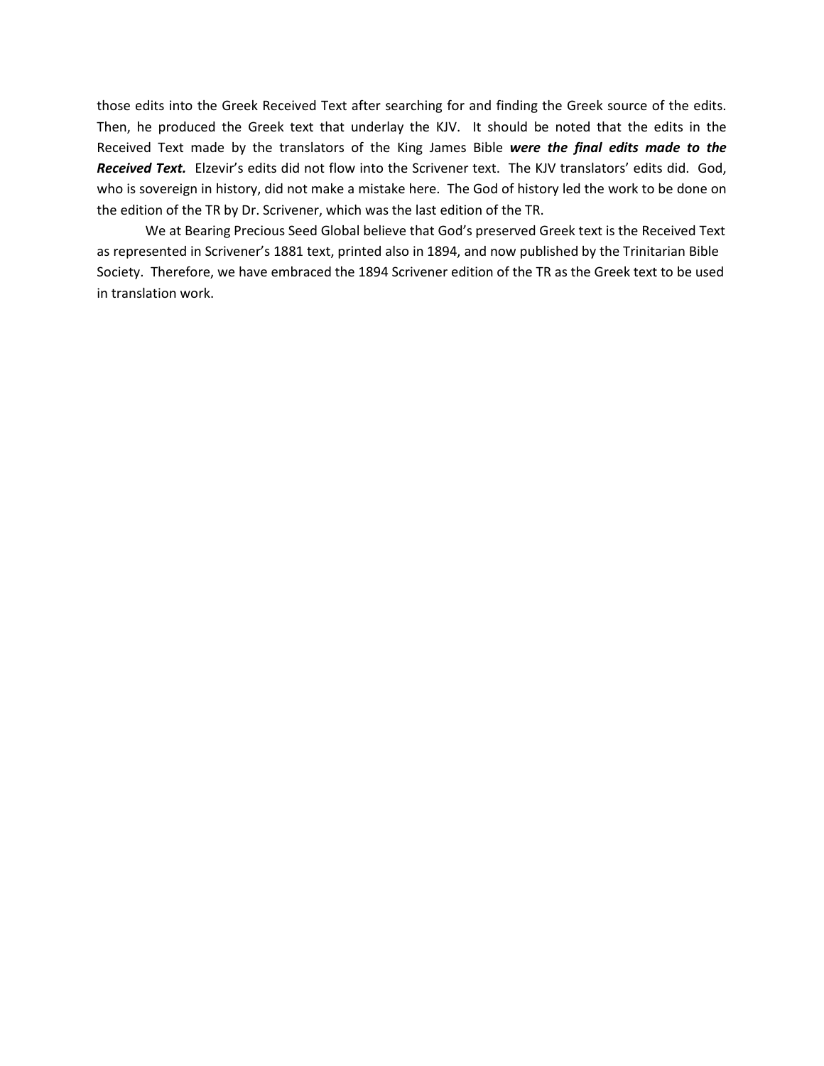those edits into the Greek Received Text after searching for and finding the Greek source of the edits. Then, he produced the Greek text that underlay the KJV. It should be noted that the edits in the Received Text made by the translators of the King James Bible ***were the final edits made to the Received Text.*** Elzevir's edits did not flow into the Scrivener text. The KJV translators' edits did. God, who is sovereign in history, did not make a mistake here. The God of history led the work to be done on the edition of the TR by Dr. Scrivener, which was the last edition of the TR.

We at Bearing Precious Seed Global believe that God's preserved Greek text is the Received Text as represented in Scrivener's 1881 text, printed also in 1894, and now published by the Trinitarian Bible Society. Therefore, we have embraced the 1894 Scrivener edition of the TR as the Greek text to be used in translation work.